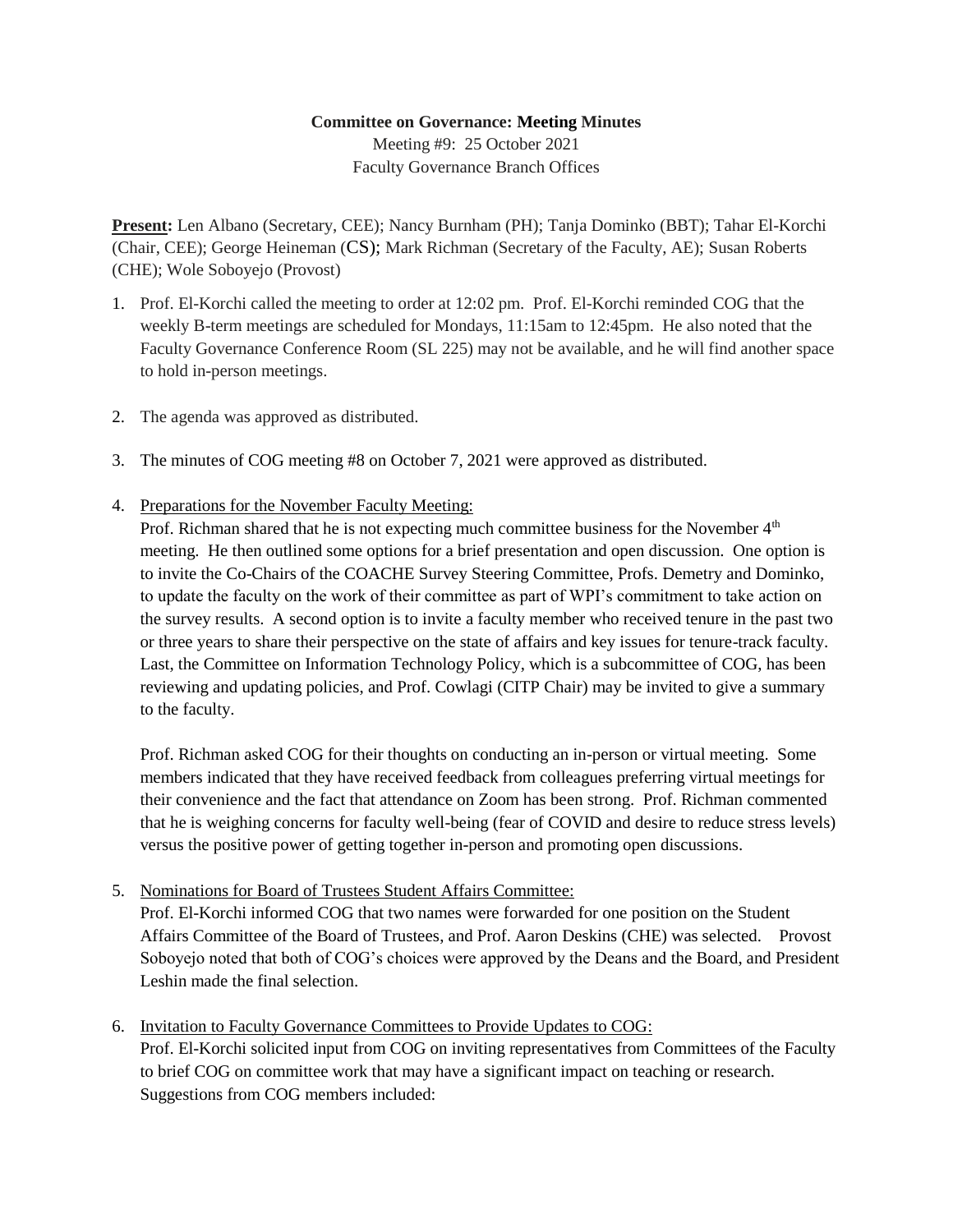**Committee on Governance: Meeting Minutes**

Meeting #9: 25 October 2021

Faculty Governance Branch Offices

**Present:** Len Albano (Secretary, CEE); Nancy Burnham (PH); Tanja Dominko (BBT); Tahar El-Korchi (Chair, CEE); George Heineman (CS); Mark Richman (Secretary of the Faculty, AE); Susan Roberts (CHE); Wole Soboyejo (Provost)

1. Prof. El-Korchi called the meeting to order at 12:02 pm. Prof. El-Korchi reminded COG that the weekly B-term meetings are scheduled for Mondays, 11:15am to 12:45pm. He also noted that the Faculty Governance Conference Room (SL 225) may not be available, and he will find another space to hold in-person meetings.

2. The agenda was approved as distributed.

3. The minutes of COG meeting #8 on October 7, 2021 were approved as distributed.

4. Preparations for the November Faculty Meeting:
   Prof. Richman shared that he is not expecting much committee business for the November 4th meeting. He then outlined some options for a brief presentation and open discussion. One option is to invite the Co-Chairs of the COACHE Survey Steering Committee, Profs. Demetry and Dominko, to update the faculty on the work of their committee as part of WPI's commitment to take action on the survey results. A second option is to invite a faculty member who received tenure in the past two or three years to share their perspective on the state of affairs and key issues for tenure-track faculty. Last, the Committee on Information Technology Policy, which is a subcommittee of COG, has been reviewing and updating policies, and Prof. Cowlagi (CITP Chair) may be invited to give a summary to the faculty.

   Prof. Richman asked COG for their thoughts on conducting an in-person or virtual meeting. Some members indicated that they have received feedback from colleagues preferring virtual meetings for their convenience and the fact that attendance on Zoom has been strong. Prof. Richman commented that he is weighing concerns for faculty well-being (fear of COVID and desire to reduce stress levels) versus the positive power of getting together in-person and promoting open discussions.

5. Nominations for Board of Trustees Student Affairs Committee:
   Prof. El-Korchi informed COG that two names were forwarded for one position on the Student Affairs Committee of the Board of Trustees, and Prof. Aaron Deskins (CHE) was selected. Provost Soboyejo noted that both of COG's choices were approved by the Deans and the Board, and President Leshin made the final selection.

6. Invitation to Faculty Governance Committees to Provide Updates to COG:
   Prof. El-Korchi solicited input from COG on inviting representatives from Committees of the Faculty to brief COG on committee work that may have a significant impact on teaching or research. Suggestions from COG members included: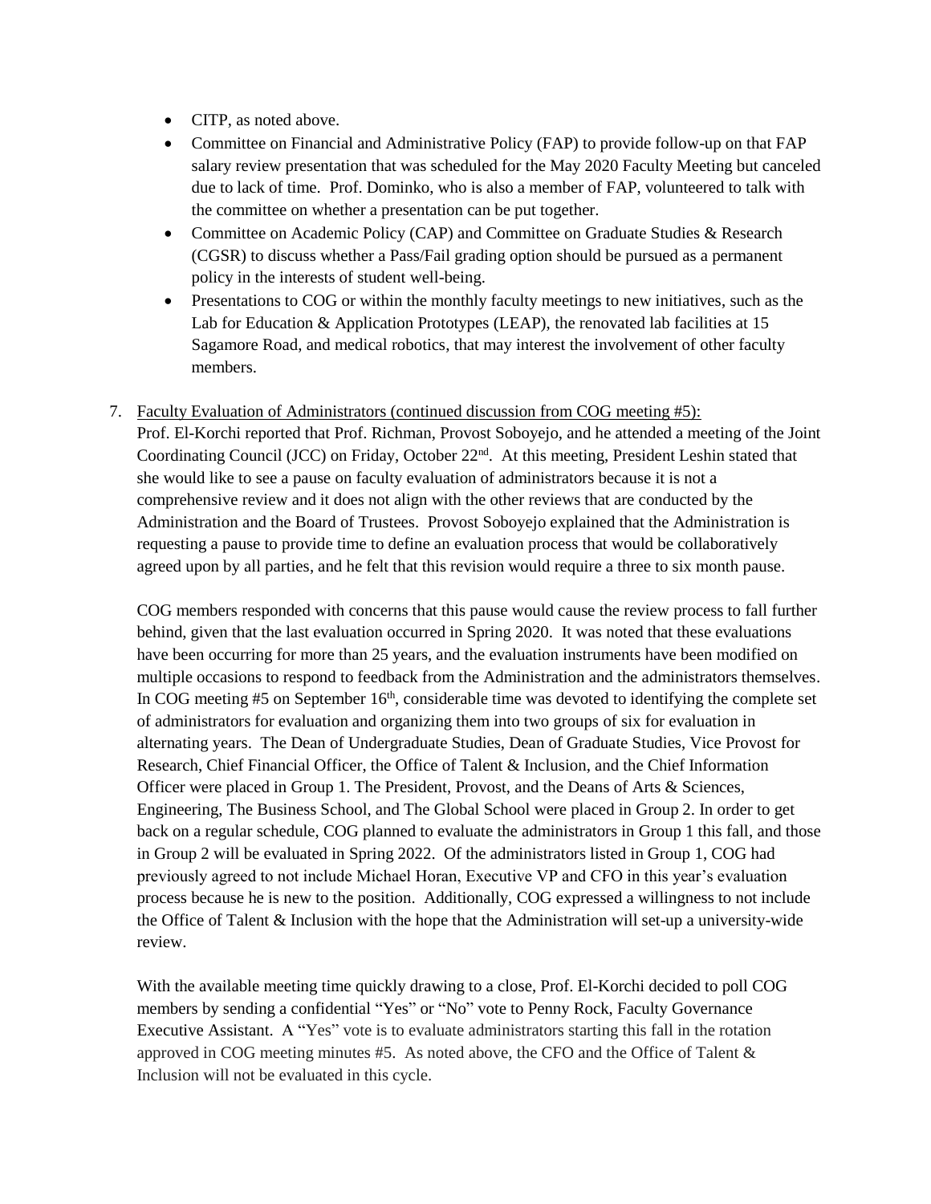- CITP, as noted above.
- Committee on Financial and Administrative Policy (FAP) to provide follow-up on that FAP salary review presentation that was scheduled for the May 2020 Faculty Meeting but canceled due to lack of time. Prof. Dominko, who is also a member of FAP, volunteered to talk with the committee on whether a presentation can be put together.
- Committee on Academic Policy (CAP) and Committee on Graduate Studies & Research (CGSR) to discuss whether a Pass/Fail grading option should be pursued as a permanent policy in the interests of student well-being.
- Presentations to COG or within the monthly faculty meetings to new initiatives, such as the Lab for Education & Application Prototypes (LEAP), the renovated lab facilities at 15 Sagamore Road, and medical robotics, that may interest the involvement of other faculty members.

7. Faculty Evaluation of Administrators (continued discussion from COG meeting #5):
Prof. El-Korchi reported that Prof. Richman, Provost Soboyejo, and he attended a meeting of the Joint Coordinating Council (JCC) on Friday, October 22nd. At this meeting, President Leshin stated that she would like to see a pause on faculty evaluation of administrators because it is not a comprehensive review and it does not align with the other reviews that are conducted by the Administration and the Board of Trustees. Provost Soboyejo explained that the Administration is requesting a pause to provide time to define an evaluation process that would be collaboratively agreed upon by all parties, and he felt that this revision would require a three to six month pause.

   COG members responded with concerns that this pause would cause the review process to fall further behind, given that the last evaluation occurred in Spring 2020. It was noted that these evaluations have been occurring for more than 25 years, and the evaluation instruments have been modified on multiple occasions to respond to feedback from the Administration and the administrators themselves. In COG meeting #5 on September 16th, considerable time was devoted to identifying the complete set of administrators for evaluation and organizing them into two groups of six for evaluation in alternating years. The Dean of Undergraduate Studies, Dean of Graduate Studies, Vice Provost for Research, Chief Financial Officer, the Office of Talent & Inclusion, and the Chief Information Officer were placed in Group 1. The President, Provost, and the Deans of Arts & Sciences, Engineering, The Business School, and The Global School were placed in Group 2. In order to get back on a regular schedule, COG planned to evaluate the administrators in Group 1 this fall, and those in Group 2 will be evaluated in Spring 2022. Of the administrators listed in Group 1, COG had previously agreed to not include Michael Horan, Executive VP and CFO in this year's evaluation process because he is new to the position. Additionally, COG expressed a willingness to not include the Office of Talent & Inclusion with the hope that the Administration will set-up a university-wide review.

   With the available meeting time quickly drawing to a close, Prof. El-Korchi decided to poll COG members by sending a confidential "Yes" or "No" vote to Penny Rock, Faculty Governance Executive Assistant. A "Yes" vote is to evaluate administrators starting this fall in the rotation approved in COG meeting minutes #5. As noted above, the CFO and the Office of Talent & Inclusion will not be evaluated in this cycle.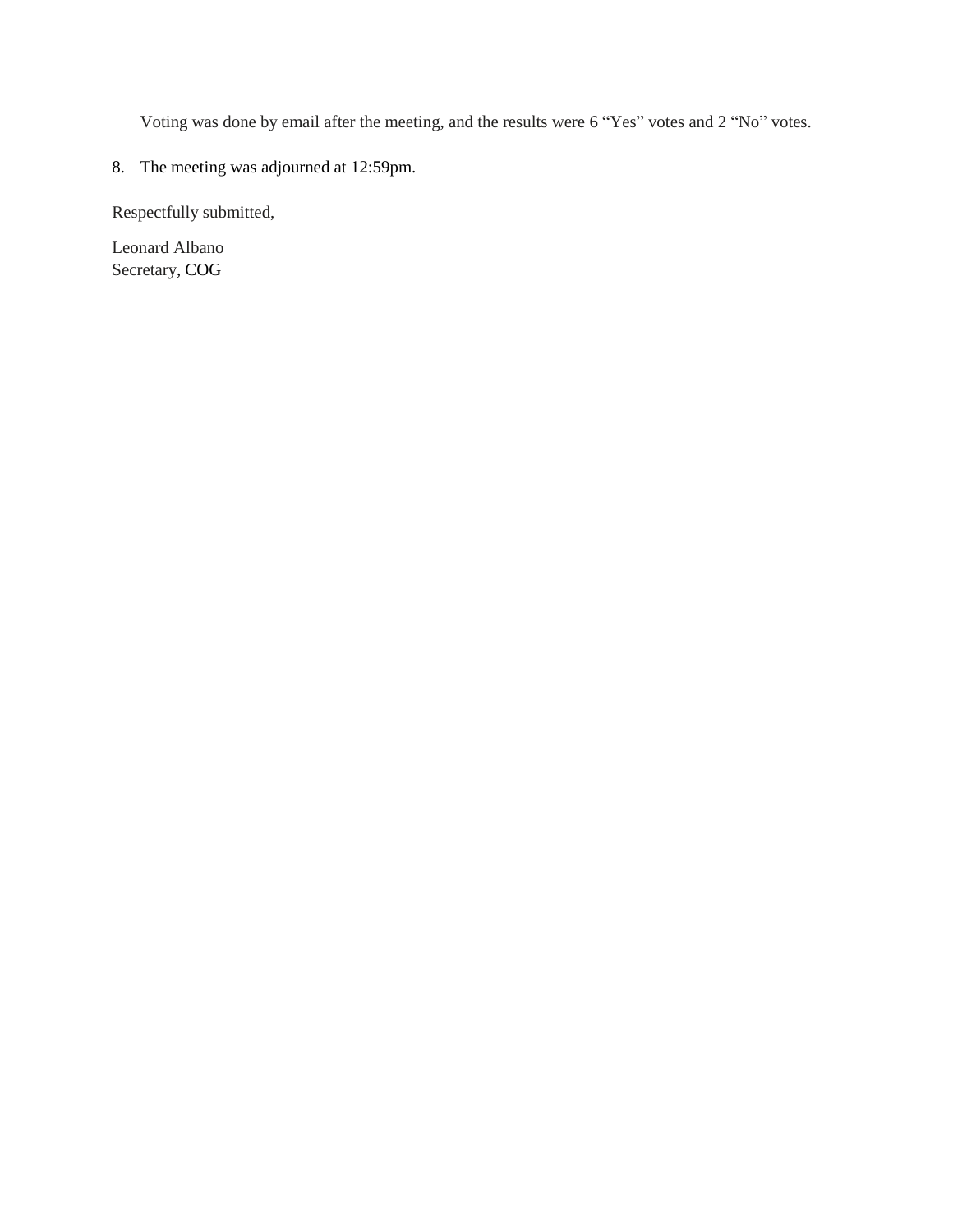Voting was done by email after the meeting, and the results were 6 “Yes” votes and 2 “No” votes.

8. The meeting was adjourned at 12:59pm.

Respectfully submitted,

Leonard Albano  
Secretary, COG